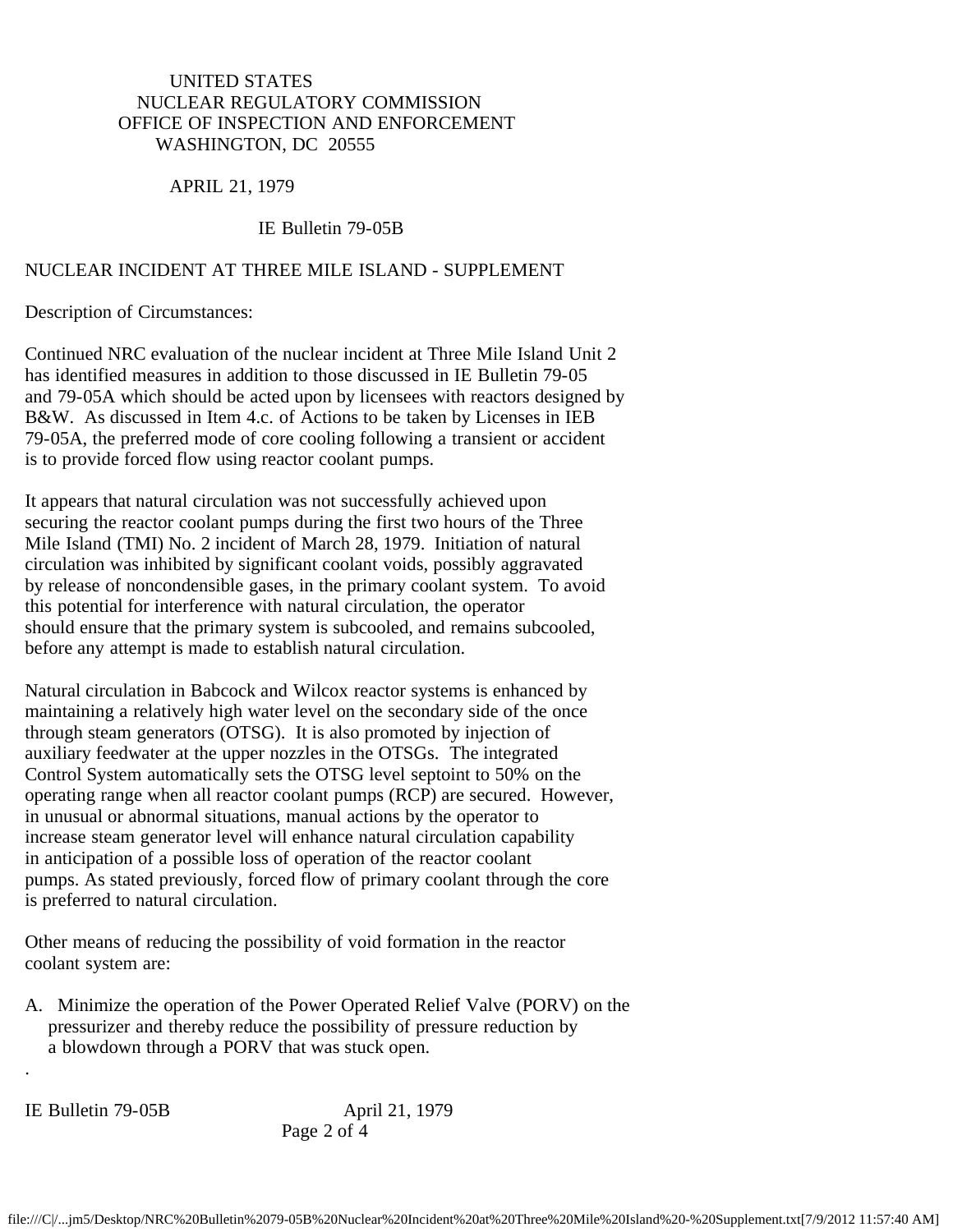UNITED STATES
NUCLEAR REGULATORY COMMISSION
OFFICE OF INSPECTION AND ENFORCEMENT
WASHINGTON, DC 20555

APRIL 21, 1979

IE Bulletin 79-05B

# NUCLEAR INCIDENT AT THREE MILE ISLAND - SUPPLEMENT

Description of Circumstances:

Continued NRC evaluation of the nuclear incident at Three Mile Island Unit 2 has identified measures in addition to those discussed in IE Bulletin 79-05 and 79-05A which should be acted upon by licensees with reactors designed by B&W. As discussed in Item 4.c. of Actions to be taken by Licenses in IEB 79-05A, the preferred mode of core cooling following a transient or accident is to provide forced flow using reactor coolant pumps.

It appears that natural circulation was not successfully achieved upon securing the reactor coolant pumps during the first two hours of the Three Mile Island (TMI) No. 2 incident of March 28, 1979. Initiation of natural circulation was inhibited by significant coolant voids, possibly aggravated by release of noncondensible gases, in the primary coolant system. To avoid this potential for interference with natural circulation, the operator should ensure that the primary system is subcooled, and remains subcooled, before any attempt is made to establish natural circulation.

Natural circulation in Babcock and Wilcox reactor systems is enhanced by maintaining a relatively high water level on the secondary side of the once through steam generators (OTSG). It is also promoted by injection of auxiliary feedwater at the upper nozzles in the OTSGs. The integrated Control System automatically sets the OTSG level septoint to 50% on the operating range when all reactor coolant pumps (RCP) are secured. However, in unusual or abnormal situations, manual actions by the operator to increase steam generator level will enhance natural circulation capability in anticipation of a possible loss of operation of the reactor coolant pumps. As stated previously, forced flow of primary coolant through the core is preferred to natural circulation.

Other means of reducing the possibility of void formation in the reactor coolant system are:

A. Minimize the operation of the Power Operated Relief Valve (PORV) on the pressurizer and thereby reduce the possibility of pressure reduction by a blowdown through a PORV that was stuck open.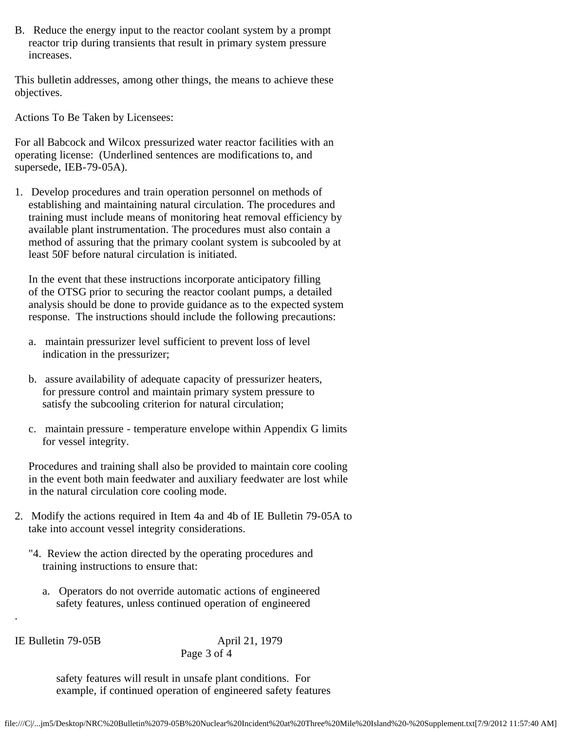B. Reduce the energy input to the reactor coolant system by a prompt reactor trip during transients that result in primary system pressure increases.

This bulletin addresses, among other things, the means to achieve these objectives.

Actions To Be Taken by Licensees:

For all Babcock and Wilcox pressurized water reactor facilities with an operating license: (Underlined sentences are modifications to, and supersede, IEB-79-05A).

1. Develop procedures and train operation personnel on methods of establishing and maintaining natural circulation. The procedures and training must include means of monitoring heat removal efficiency by available plant instrumentation. The procedures must also contain a method of assuring that the primary coolant system is subcooled by at least 50F before natural circulation is initiated.

   In the event that these instructions incorporate anticipatory filling of the OTSG prior to securing the reactor coolant pumps, a detailed analysis should be done to provide guidance as to the expected system response. The instructions should include the following precautions:

   a. maintain pressurizer level sufficient to prevent loss of level indication in the pressurizer;

   b. assure availability of adequate capacity of pressurizer heaters, for pressure control and maintain primary system pressure to satisfy the subcooling criterion for natural circulation;

   c. maintain pressure - temperature envelope within Appendix G limits for vessel integrity.

   Procedures and training shall also be provided to maintain core cooling in the event both main feedwater and auxiliary feedwater are lost while in the natural circulation core cooling mode.

2. Modify the actions required in Item 4a and 4b of IE Bulletin 79-05A to take into account vessel integrity considerations.

   "4. Review the action directed by the operating procedures and training instructions to ensure that:

      a. Operators do not override automatic actions of engineered safety features, unless continued operation of engineered safety features will result in unsafe plant conditions. For example, if continued operation of engineered safety features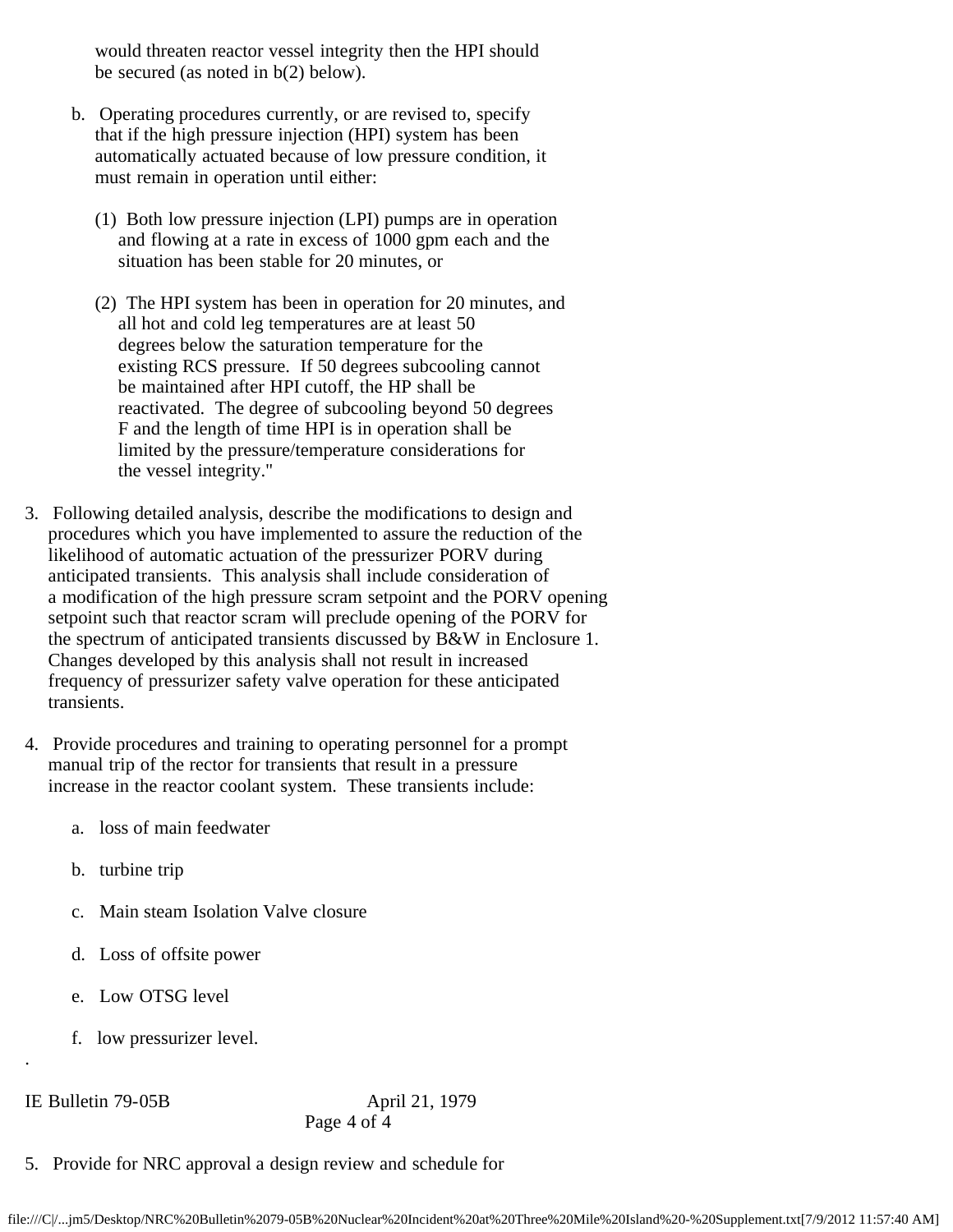would threaten reactor vessel integrity then the HPI should be secured (as noted in b(2) below).

b. Operating procedures currently, or are revised to, specify that if the high pressure injection (HPI) system has been automatically actuated because of low pressure condition, it must remain in operation until either:

   (1) Both low pressure injection (LPI) pumps are in operation and flowing at a rate in excess of 1000 gpm each and the situation has been stable for 20 minutes, or

   (2) The HPI system has been in operation for 20 minutes, and all hot and cold leg temperatures are at least 50 degrees below the saturation temperature for the existing RCS pressure. If 50 degrees subcooling cannot be maintained after HPI cutoff, the HP shall be reactivated. The degree of subcooling beyond 50 degrees F and the length of time HPI is in operation shall be limited by the pressure/temperature considerations for the vessel integrity."

3. Following detailed analysis, describe the modifications to design and procedures which you have implemented to assure the reduction of the likelihood of automatic actuation of the pressurizer PORV during anticipated transients. This analysis shall include consideration of a modification of the high pressure scram setpoint and the PORV opening setpoint such that reactor scram will preclude opening of the PORV for the spectrum of anticipated transients discussed by B&W in Enclosure 1. Changes developed by this analysis shall not result in increased frequency of pressurizer safety valve operation for these anticipated transients.

4. Provide procedures and training to operating personnel for a prompt manual trip of the rector for transients that result in a pressure increase in the reactor coolant system. These transients include:

   a. loss of main feedwater

   b. turbine trip

   c. Main steam Isolation Valve closure

   d. Loss of offsite power

   e. Low OTSG level

   f. low pressurizer level.

5. Provide for NRC approval a design review and schedule for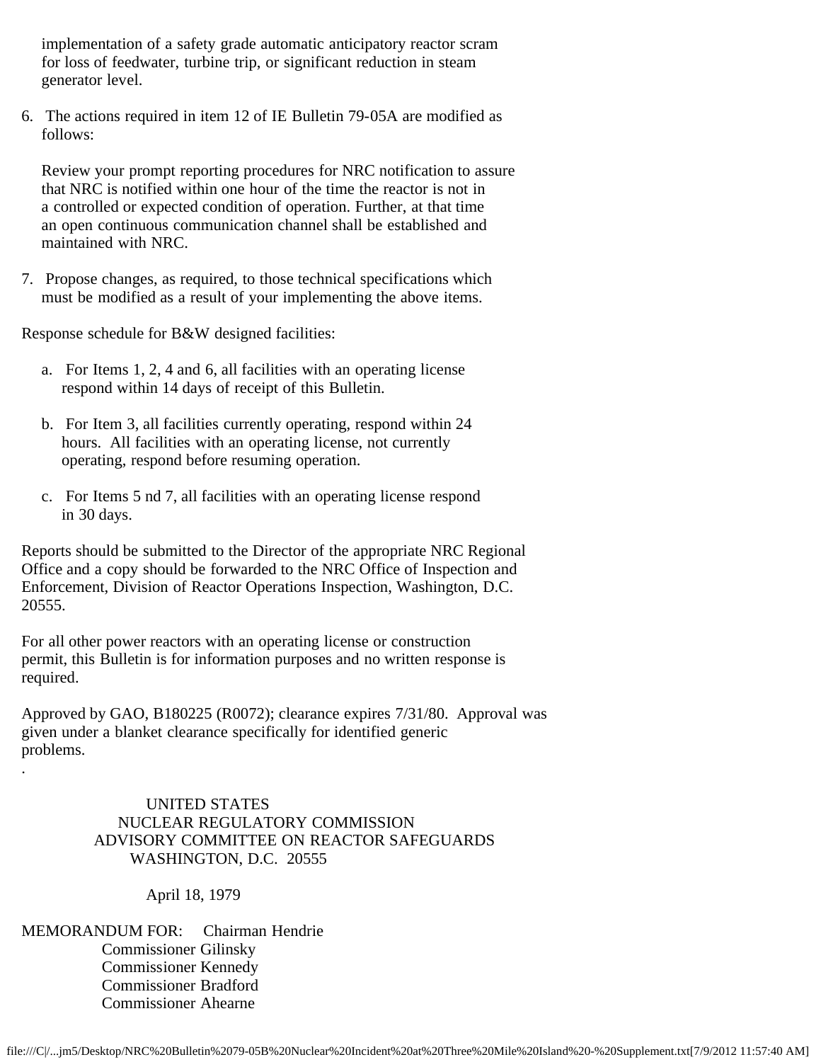implementation of a safety grade automatic anticipatory reactor scram for loss of feedwater, turbine trip, or significant reduction in steam generator level.

6. The actions required in item 12 of IE Bulletin 79-05A are modified as follows:

   Review your prompt reporting procedures for NRC notification to assure that NRC is notified within one hour of the time the reactor is not in a controlled or expected condition of operation. Further, at that time an open continuous communication channel shall be established and maintained with NRC.

7. Propose changes, as required, to those technical specifications which must be modified as a result of your implementing the above items.

Response schedule for B&W designed facilities:

a. For Items 1, 2, 4 and 6, all facilities with an operating license respond within 14 days of receipt of this Bulletin.

b. For Item 3, all facilities currently operating, respond within 24 hours. All facilities with an operating license, not currently operating, respond before resuming operation.

c. For Items 5 nd 7, all facilities with an operating license respond in 30 days.

Reports should be submitted to the Director of the appropriate NRC Regional Office and a copy should be forwarded to the NRC Office of Inspection and Enforcement, Division of Reactor Operations Inspection, Washington, D.C. 20555.

For all other power reactors with an operating license or construction permit, this Bulletin is for information purposes and no written response is required.

Approved by GAO, B180225 (R0072); clearance expires 7/31/80. Approval was given under a blanket clearance specifically for identified generic problems.

.

UNITED STATES
NUCLEAR REGULATORY COMMISSION
ADVISORY COMMITTEE ON REACTOR SAFEGUARDS
WASHINGTON, D.C. 20555

April 18, 1979

MEMORANDUM FOR: Chairman Hendrie
Commissioner Gilinsky
Commissioner Kennedy
Commissioner Bradford
Commissioner Ahearne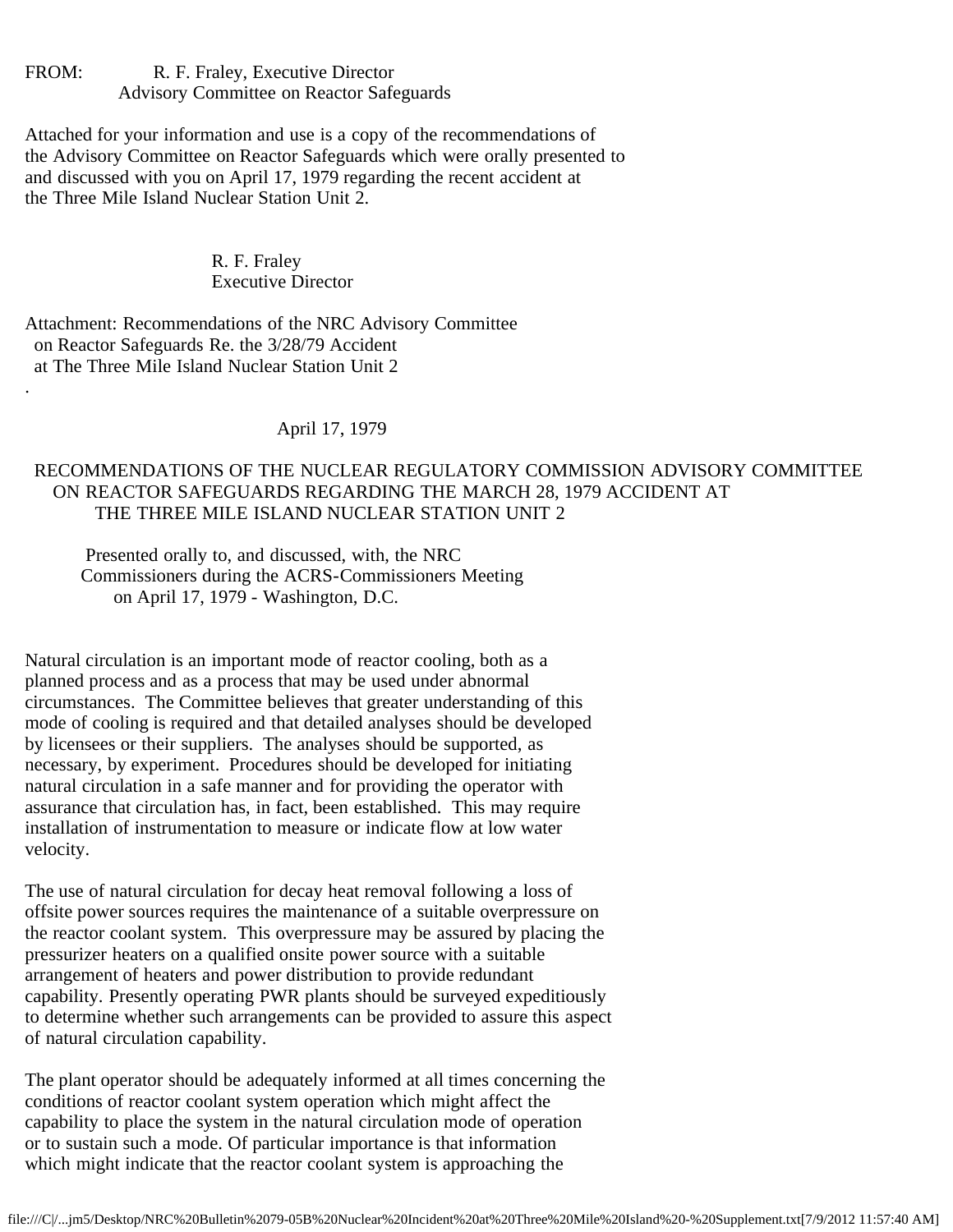FROM: R. F. Fraley, Executive Director
Advisory Committee on Reactor Safeguards

Attached for your information and use is a copy of the recommendations of the Advisory Committee on Reactor Safeguards which were orally presented to and discussed with you on April 17, 1979 regarding the recent accident at the Three Mile Island Nuclear Station Unit 2.

R. F. Fraley
Executive Director

Attachment: Recommendations of the NRC Advisory Committee on Reactor Safeguards Re. the 3/28/79 Accident at The Three Mile Island Nuclear Station Unit 2

.

April 17, 1979

# RECOMMENDATIONS OF THE NUCLEAR REGULATORY COMMISSION ADVISORY COMMITTEE ON REACTOR SAFEGUARDS REGARDING THE MARCH 28, 1979 ACCIDENT AT THE THREE MILE ISLAND NUCLEAR STATION UNIT 2

Presented orally to, and discussed, with, the NRC Commissioners during the ACRS-Commissioners Meeting on April 17, 1979 - Washington, D.C.

Natural circulation is an important mode of reactor cooling, both as a planned process and as a process that may be used under abnormal circumstances. The Committee believes that greater understanding of this mode of cooling is required and that detailed analyses should be developed by licensees or their suppliers. The analyses should be supported, as necessary, by experiment. Procedures should be developed for initiating natural circulation in a safe manner and for providing the operator with assurance that circulation has, in fact, been established. This may require installation of instrumentation to measure or indicate flow at low water velocity.

The use of natural circulation for decay heat removal following a loss of offsite power sources requires the maintenance of a suitable overpressure on the reactor coolant system. This overpressure may be assured by placing the pressurizer heaters on a qualified onsite power source with a suitable arrangement of heaters and power distribution to provide redundant capability. Presently operating PWR plants should be surveyed expeditiously to determine whether such arrangements can be provided to assure this aspect of natural circulation capability.

The plant operator should be adequately informed at all times concerning the conditions of reactor coolant system operation which might affect the capability to place the system in the natural circulation mode of operation or to sustain such a mode. Of particular importance is that information which might indicate that the reactor coolant system is approaching the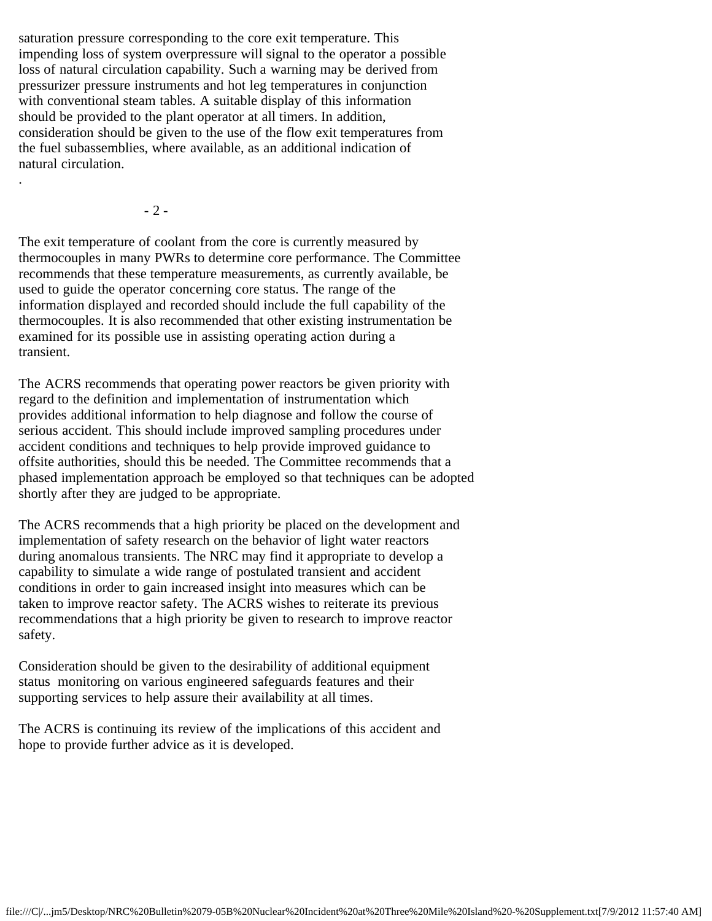saturation pressure corresponding to the core exit temperature. This impending loss of system overpressure will signal to the operator a possible loss of natural circulation capability. Such a warning may be derived from pressurizer pressure instruments and hot leg temperatures in conjunction with conventional steam tables. A suitable display of this information should be provided to the plant operator at all timers. In addition, consideration should be given to the use of the flow exit temperatures from the fuel subassemblies, where available, as an additional indication of natural circulation.

The exit temperature of coolant from the core is currently measured by thermocouples in many PWRs to determine core performance. The Committee recommends that these temperature measurements, as currently available, be used to guide the operator concerning core status. The range of the information displayed and recorded should include the full capability of the thermocouples. It is also recommended that other existing instrumentation be examined for its possible use in assisting operating action during a transient.

The ACRS recommends that operating power reactors be given priority with regard to the definition and implementation of instrumentation which provides additional information to help diagnose and follow the course of serious accident. This should include improved sampling procedures under accident conditions and techniques to help provide improved guidance to offsite authorities, should this be needed. The Committee recommends that a phased implementation approach be employed so that techniques can be adopted shortly after they are judged to be appropriate.

The ACRS recommends that a high priority be placed on the development and implementation of safety research on the behavior of light water reactors during anomalous transients. The NRC may find it appropriate to develop a capability to simulate a wide range of postulated transient and accident conditions in order to gain increased insight into measures which can be taken to improve reactor safety. The ACRS wishes to reiterate its previous recommendations that a high priority be given to research to improve reactor safety.

Consideration should be given to the desirability of additional equipment status monitoring on various engineered safeguards features and their supporting services to help assure their availability at all times.

The ACRS is continuing its review of the implications of this accident and hope to provide further advice as it is developed.